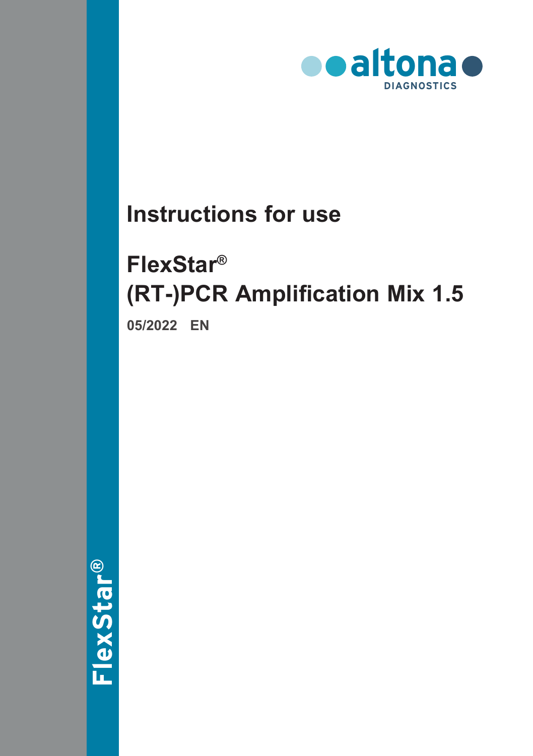altona DIAGNOSTICS

# Instructions for use

# FlexStar® (RT-)PCR Amplification Mix 1.5

**05/2022 EN**

FlexStar®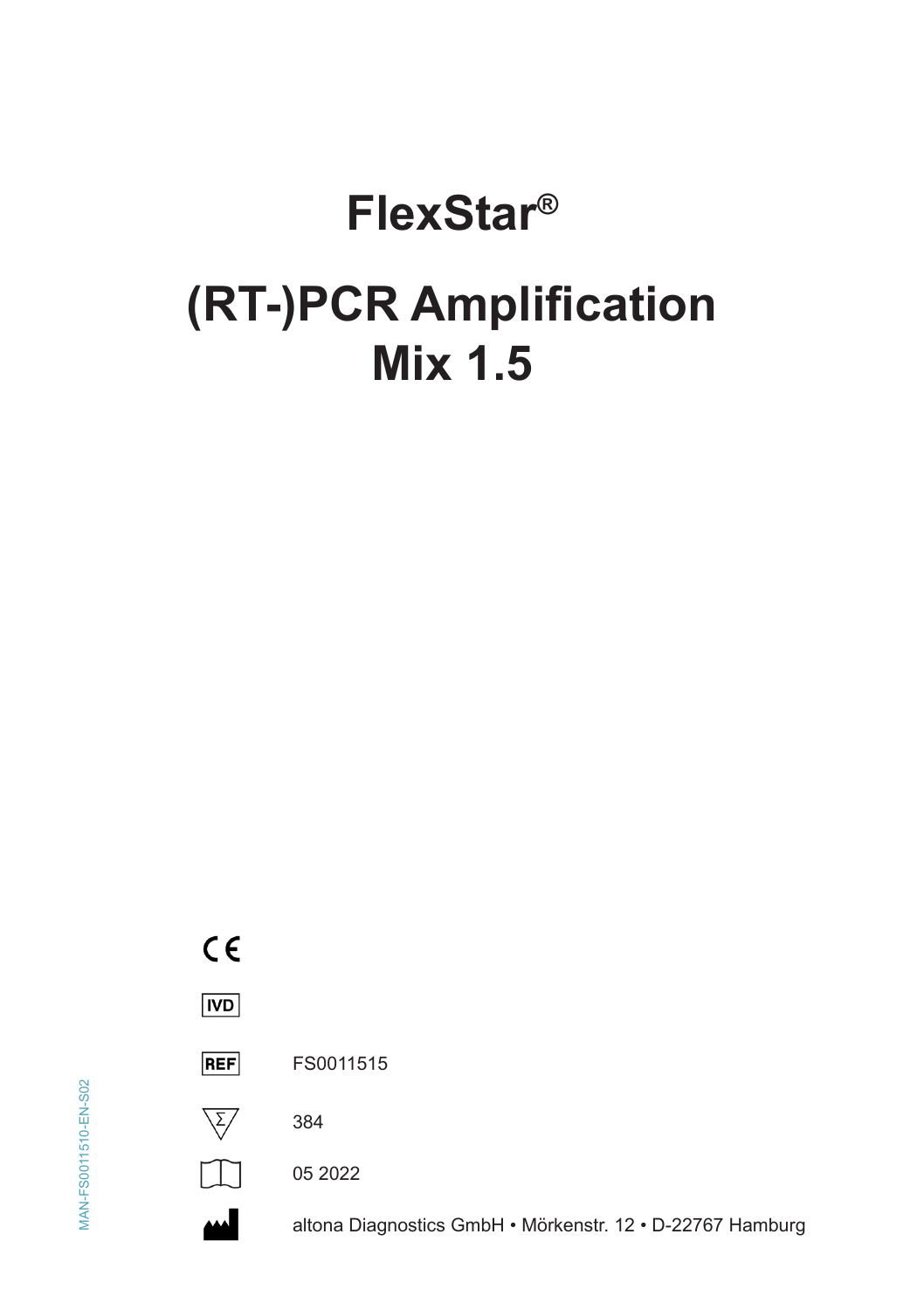# FlexStar®

# (RT-)PCR Amplification Mix 1.5

CE

IVD

REF FS0011515

384

05 2022

altona Diagnostics GmbH • Mörkenstr. 12 • D-22767 Hamburg

MAN-FS0011510-EN-S02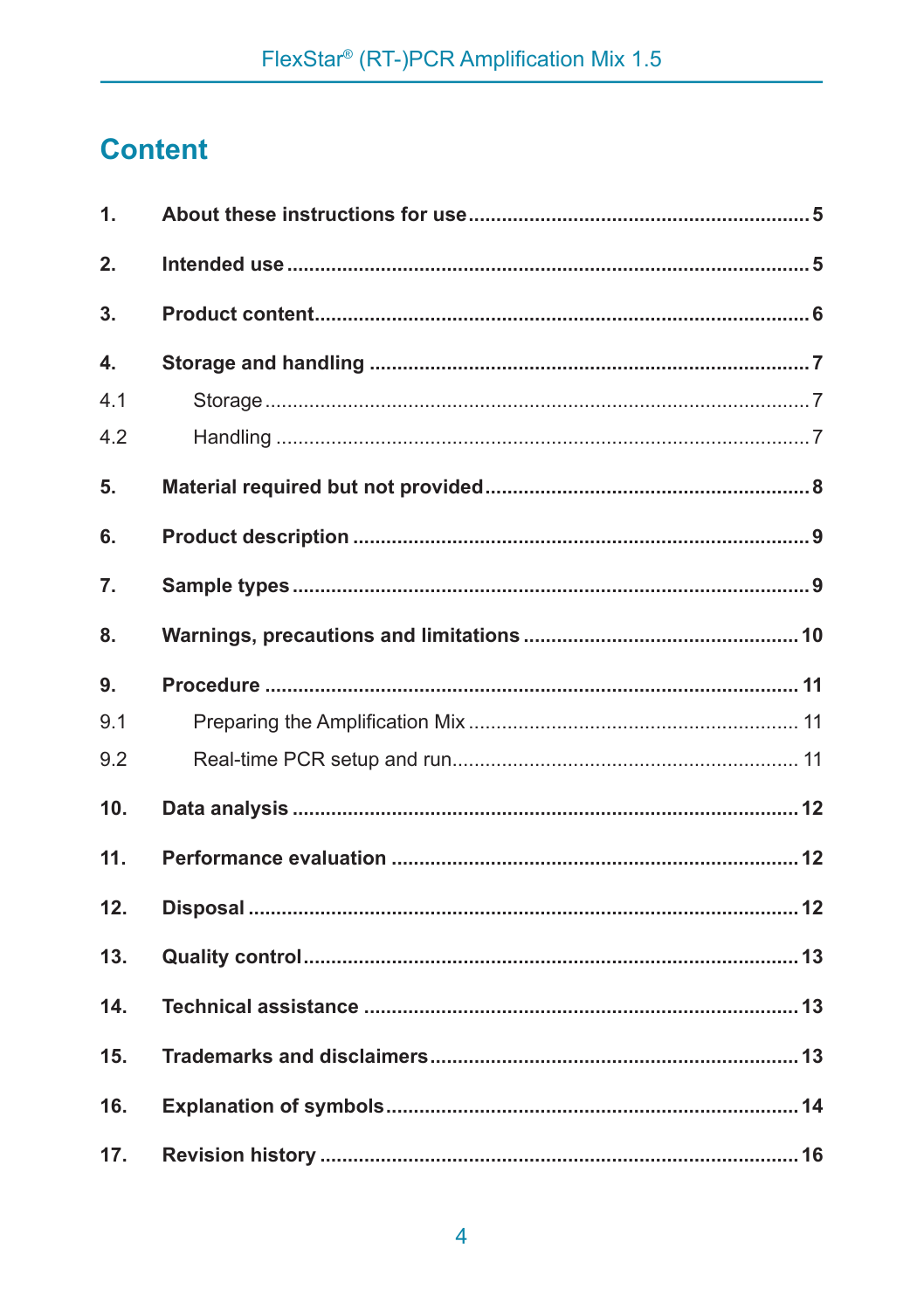# Content

| | | |
|---|---|---|
| **1.** | **About these instructions for use** | **5** |
| **2.** | **Intended use** | **5** |
| **3.** | **Product content** | **6** |
| **4.** | **Storage and handling** | **7** |
| 4.1 | Storage | 7 |
| 4.2 | Handling | 7 |
| **5.** | **Material required but not provided** | **8** |
| **6.** | **Product description** | **9** |
| **7.** | **Sample types** | **9** |
| **8.** | **Warnings, precautions and limitations** | **10** |
| **9.** | **Procedure** | **11** |
| 9.1 | Preparing the Amplification Mix | 11 |
| 9.2 | Real-time PCR setup and run | 11 |
| **10.** | **Data analysis** | **12** |
| **11.** | **Performance evaluation** | **12** |
| **12.** | **Disposal** | **12** |
| **13.** | **Quality control** | **13** |
| **14.** | **Technical assistance** | **13** |
| **15.** | **Trademarks and disclaimers** | **13** |
| **16.** | **Explanation of symbols** | **14** |
| **17.** | **Revision history** | **16** |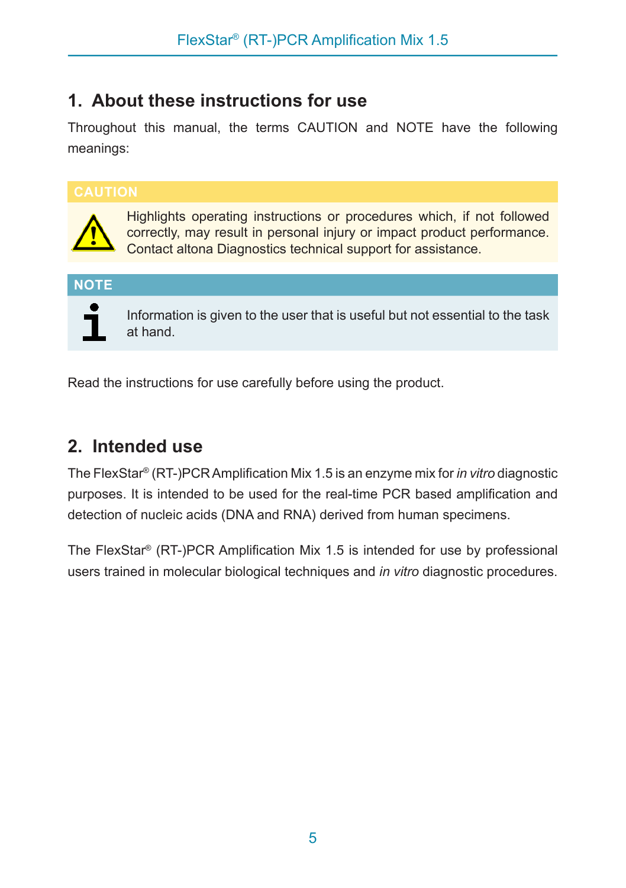# 1. About these instructions for use

Throughout this manual, the terms CAUTION and NOTE have the following meanings:

**CAUTION**

Highlights operating instructions or procedures which, if not followed correctly, may result in personal injury or impact product performance. Contact altona Diagnostics technical support for assistance.

**NOTE**

Information is given to the user that is useful but not essential to the task at hand.

Read the instructions for use carefully before using the product.

# 2. Intended use

The FlexStar® (RT-)PCR Amplification Mix 1.5 is an enzyme mix for *in vitro* diagnostic purposes. It is intended to be used for the real-time PCR based amplification and detection of nucleic acids (DNA and RNA) derived from human specimens.

The FlexStar® (RT-)PCR Amplification Mix 1.5 is intended for use by professional users trained in molecular biological techniques and *in vitro* diagnostic procedures.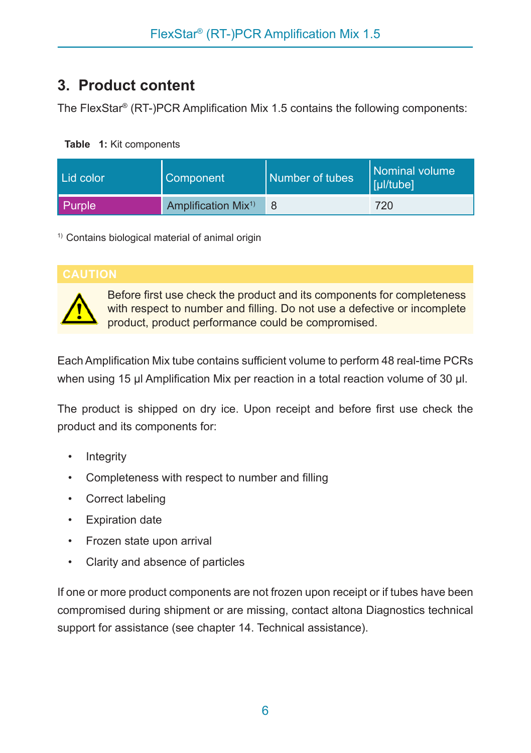## 3. Product content

The FlexStar® (RT-)PCR Amplification Mix 1.5 contains the following components:

**Table 1:** Kit components

| Lid color | Component | Number of tubes | Nominal volume [µl/tube] |
|---|---|---|---|
| Purple | Amplification Mix[1] | 8 | 720 |

[1] Contains biological material of animal origin

**CAUTION**

Before first use check the product and its components for completeness with respect to number and filling. Do not use a defective or incomplete product, product performance could be compromised.

Each Amplification Mix tube contains sufficient volume to perform 48 real-time PCRs when using 15 µl Amplification Mix per reaction in a total reaction volume of 30 µl.

The product is shipped on dry ice. Upon receipt and before first use check the product and its components for:

- Integrity
- Completeness with respect to number and filling
- Correct labeling
- Expiration date
- Frozen state upon arrival
- Clarity and absence of particles

If one or more product components are not frozen upon receipt or if tubes have been compromised during shipment or are missing, contact altona Diagnostics technical support for assistance (see chapter 14. Technical assistance).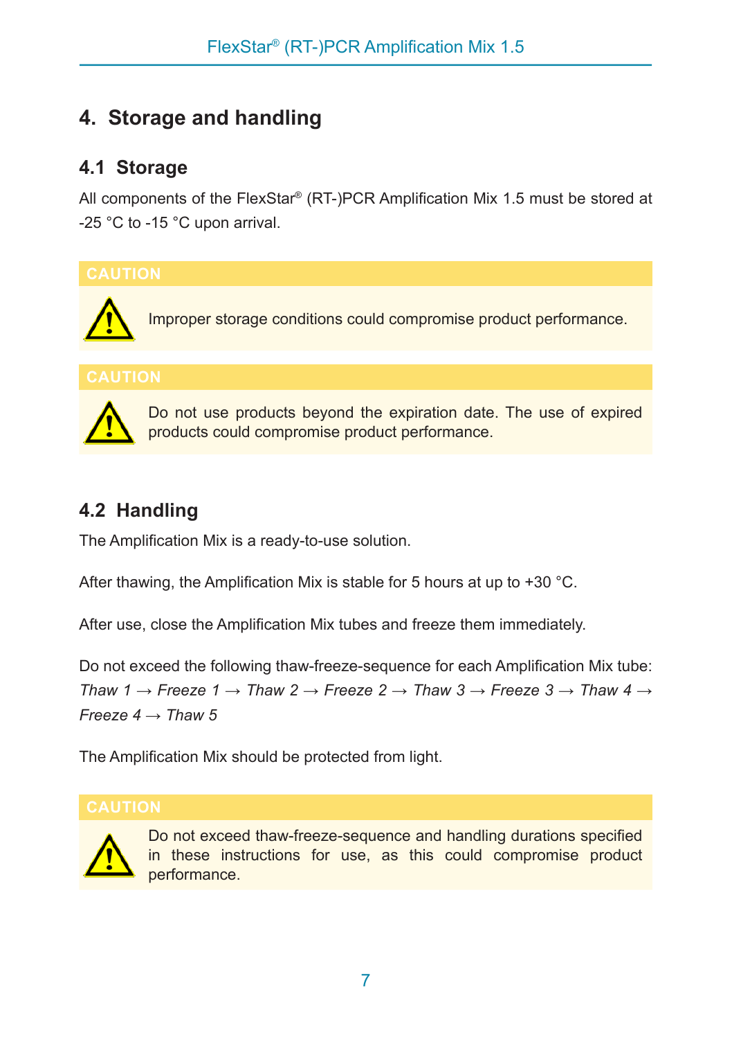# 4. Storage and handling

## 4.1 Storage

All components of the FlexStar® (RT-)PCR Amplification Mix 1.5 must be stored at -25 °C to -15 °C upon arrival.

**CAUTION**

Improper storage conditions could compromise product performance.

**CAUTION**

Do not use products beyond the expiration date. The use of expired products could compromise product performance.

## 4.2 Handling

The Amplification Mix is a ready-to-use solution.

After thawing, the Amplification Mix is stable for 5 hours at up to +30 °C.

After use, close the Amplification Mix tubes and freeze them immediately.

Do not exceed the following thaw-freeze-sequence for each Amplification Mix tube:
*Thaw 1 → Freeze 1 → Thaw 2 → Freeze 2 → Thaw 3 → Freeze 3 → Thaw 4 → Freeze 4 → Thaw 5*

The Amplification Mix should be protected from light.

**CAUTION**

Do not exceed thaw-freeze-sequence and handling durations specified in these instructions for use, as this could compromise product performance.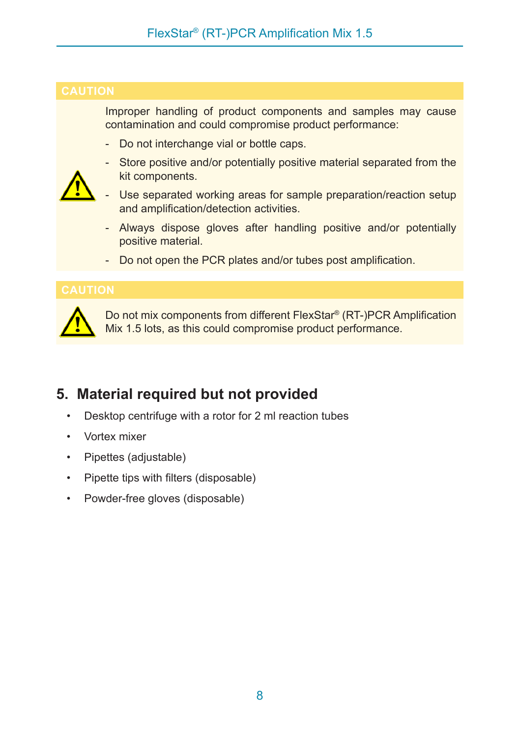**CAUTION**

Improper handling of product components and samples may cause contamination and could compromise product performance:

- Do not interchange vial or bottle caps.
- Store positive and/or potentially positive material separated from the kit components.
- Use separated working areas for sample preparation/reaction setup and amplification/detection activities.
- Always dispose gloves after handling positive and/or potentially positive material.
- Do not open the PCR plates and/or tubes post amplification.

**CAUTION**

Do not mix components from different FlexStar® (RT-)PCR Amplification Mix 1.5 lots, as this could compromise product performance.

## 5. Material required but not provided

- Desktop centrifuge with a rotor for 2 ml reaction tubes
- Vortex mixer
- Pipettes (adjustable)
- Pipette tips with filters (disposable)
- Powder-free gloves (disposable)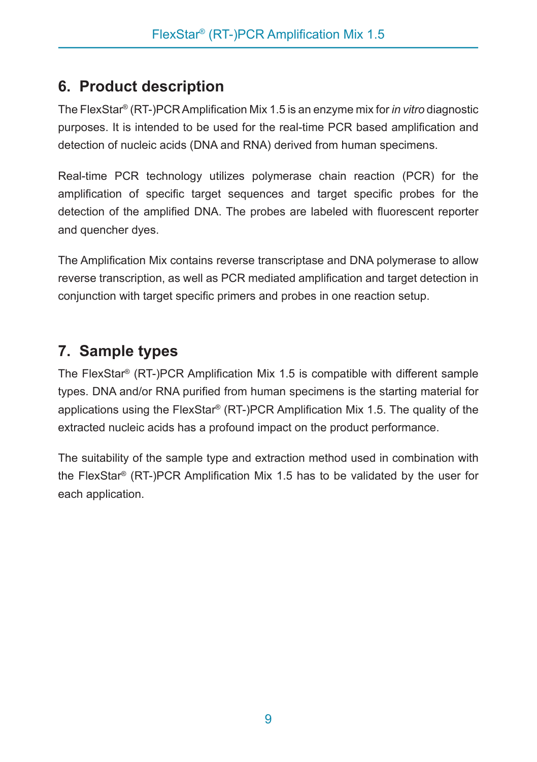## 6. Product description

The FlexStar® (RT-)PCR Amplification Mix 1.5 is an enzyme mix for *in vitro* diagnostic purposes. It is intended to be used for the real-time PCR based amplification and detection of nucleic acids (DNA and RNA) derived from human specimens.

Real-time PCR technology utilizes polymerase chain reaction (PCR) for the amplification of specific target sequences and target specific probes for the detection of the amplified DNA. The probes are labeled with fluorescent reporter and quencher dyes.

The Amplification Mix contains reverse transcriptase and DNA polymerase to allow reverse transcription, as well as PCR mediated amplification and target detection in conjunction with target specific primers and probes in one reaction setup.

## 7. Sample types

The FlexStar® (RT-)PCR Amplification Mix 1.5 is compatible with different sample types. DNA and/or RNA purified from human specimens is the starting material for applications using the FlexStar® (RT-)PCR Amplification Mix 1.5. The quality of the extracted nucleic acids has a profound impact on the product performance.

The suitability of the sample type and extraction method used in combination with the FlexStar® (RT-)PCR Amplification Mix 1.5 has to be validated by the user for each application.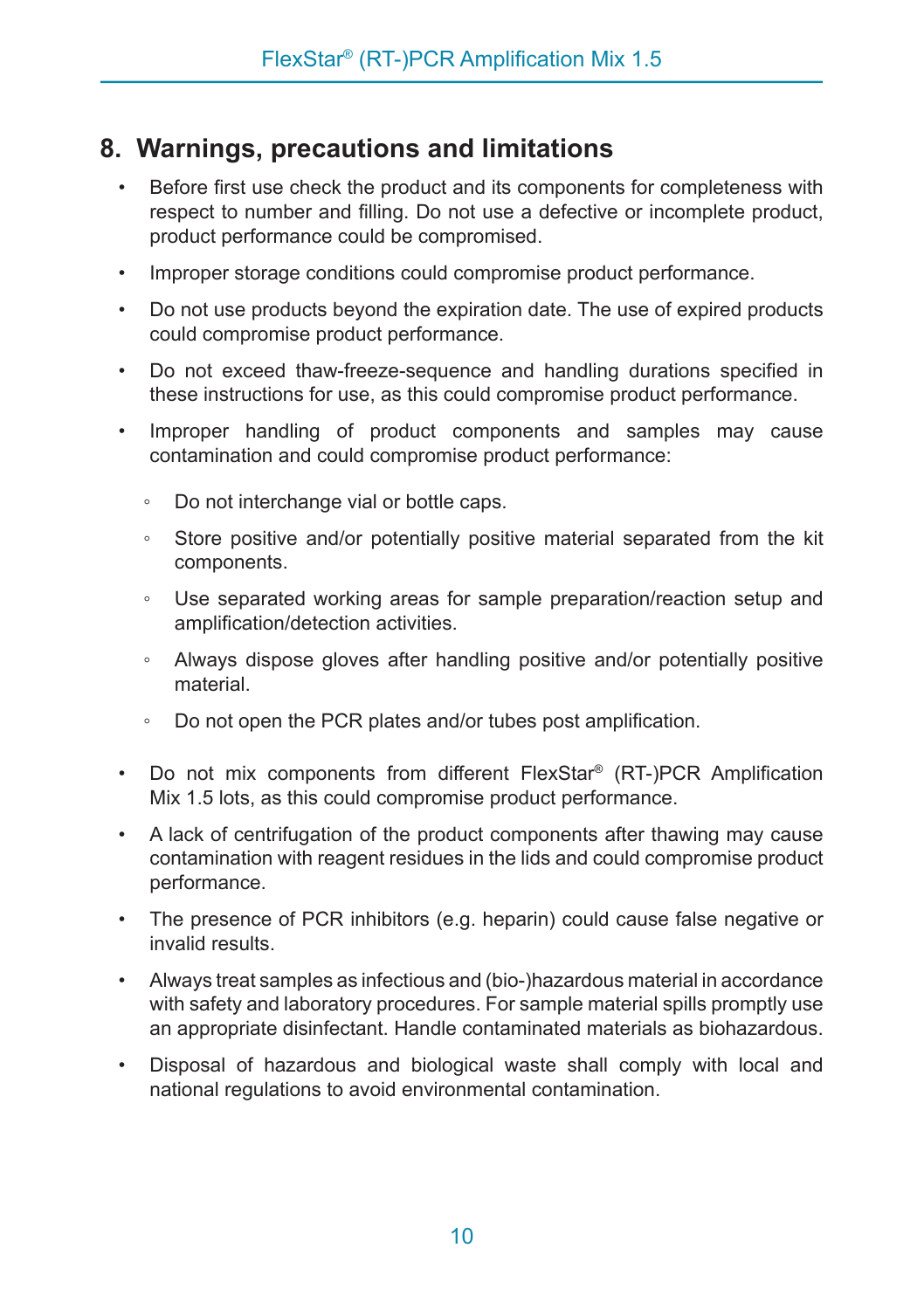## 8. Warnings, precautions and limitations

- Before first use check the product and its components for completeness with respect to number and filling. Do not use a defective or incomplete product, product performance could be compromised.
- Improper storage conditions could compromise product performance.
- Do not use products beyond the expiration date. The use of expired products could compromise product performance.
- Do not exceed thaw-freeze-sequence and handling durations specified in these instructions for use, as this could compromise product performance.
- Improper handling of product components and samples may cause contamination and could compromise product performance:
  - Do not interchange vial or bottle caps.
  - Store positive and/or potentially positive material separated from the kit components.
  - Use separated working areas for sample preparation/reaction setup and amplification/detection activities.
  - Always dispose gloves after handling positive and/or potentially positive material.
  - Do not open the PCR plates and/or tubes post amplification.
- Do not mix components from different FlexStar® (RT-)PCR Amplification Mix 1.5 lots, as this could compromise product performance.
- A lack of centrifugation of the product components after thawing may cause contamination with reagent residues in the lids and could compromise product performance.
- The presence of PCR inhibitors (e.g. heparin) could cause false negative or invalid results.
- Always treat samples as infectious and (bio-)hazardous material in accordance with safety and laboratory procedures. For sample material spills promptly use an appropriate disinfectant. Handle contaminated materials as biohazardous.
- Disposal of hazardous and biological waste shall comply with local and national regulations to avoid environmental contamination.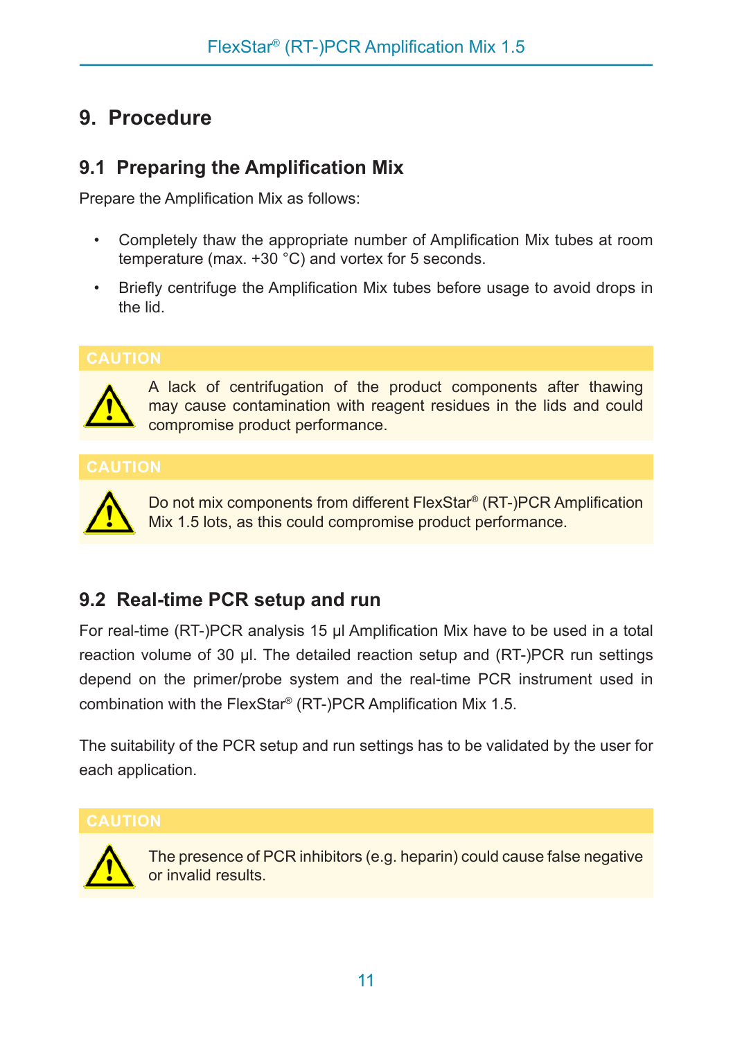# 9. Procedure

## 9.1 Preparing the Amplification Mix

Prepare the Amplification Mix as follows:

- Completely thaw the appropriate number of Amplification Mix tubes at room temperature (max. +30 °C) and vortex for 5 seconds.
- Briefly centrifuge the Amplification Mix tubes before usage to avoid drops in the lid.

**CAUTION**

A lack of centrifugation of the product components after thawing may cause contamination with reagent residues in the lids and could compromise product performance.

**CAUTION**

Do not mix components from different FlexStar® (RT-)PCR Amplification Mix 1.5 lots, as this could compromise product performance.

## 9.2 Real-time PCR setup and run

For real-time (RT-)PCR analysis 15 µl Amplification Mix have to be used in a total reaction volume of 30 µl. The detailed reaction setup and (RT-)PCR run settings depend on the primer/probe system and the real-time PCR instrument used in combination with the FlexStar® (RT-)PCR Amplification Mix 1.5.

The suitability of the PCR setup and run settings has to be validated by the user for each application.

**CAUTION**

The presence of PCR inhibitors (e.g. heparin) could cause false negative or invalid results.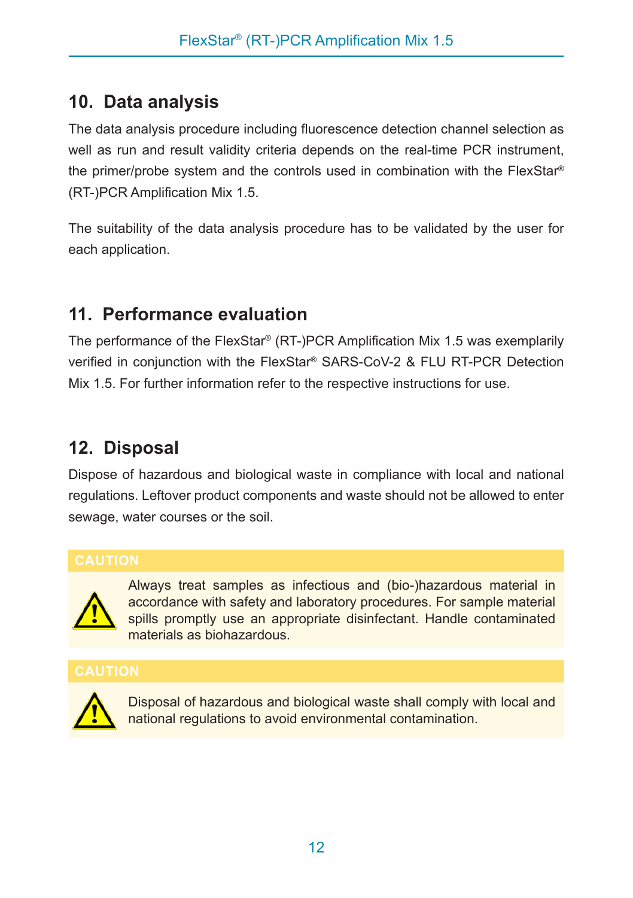## 10. Data analysis

The data analysis procedure including fluorescence detection channel selection as well as run and result validity criteria depends on the real-time PCR instrument, the primer/probe system and the controls used in combination with the FlexStar® (RT-)PCR Amplification Mix 1.5.

The suitability of the data analysis procedure has to be validated by the user for each application.

## 11. Performance evaluation

The performance of the FlexStar® (RT-)PCR Amplification Mix 1.5 was exemplarily verified in conjunction with the FlexStar® SARS-CoV-2 & FLU RT-PCR Detection Mix 1.5. For further information refer to the respective instructions for use.

## 12. Disposal

Dispose of hazardous and biological waste in compliance with local and national regulations. Leftover product components and waste should not be allowed to enter sewage, water courses or the soil.

**CAUTION**

Always treat samples as infectious and (bio-)hazardous material in accordance with safety and laboratory procedures. For sample material spills promptly use an appropriate disinfectant. Handle contaminated materials as biohazardous.

**CAUTION**

Disposal of hazardous and biological waste shall comply with local and national regulations to avoid environmental contamination.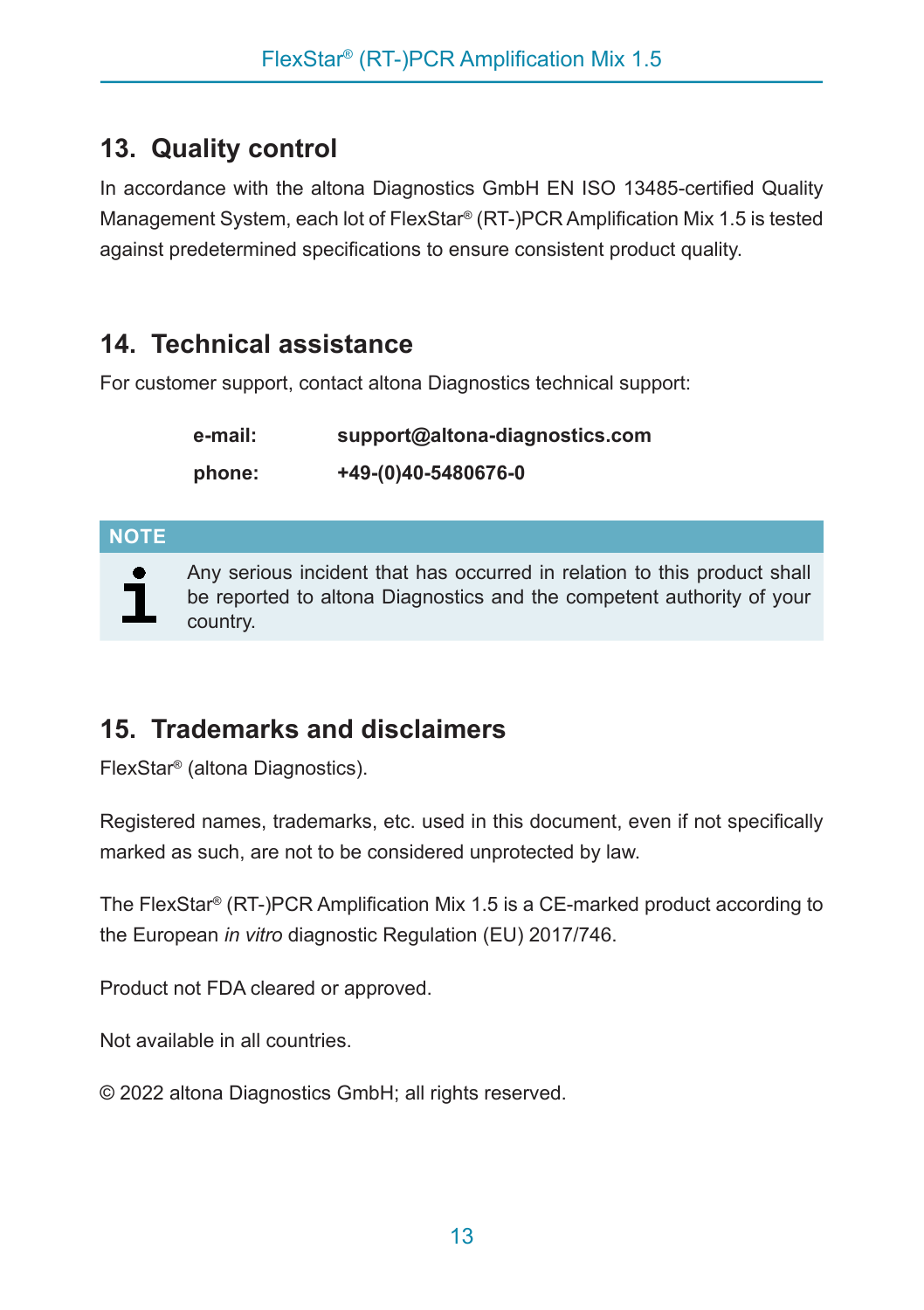## 13. Quality control

In accordance with the altona Diagnostics GmbH EN ISO 13485-certified Quality Management System, each lot of FlexStar® (RT-)PCR Amplification Mix 1.5 is tested against predetermined specifications to ensure consistent product quality.

## 14. Technical assistance

For customer support, contact altona Diagnostics technical support:

| | |
|---|---|
| **e-mail:** | **support@altona-diagnostics.com** |
| **phone:** | **+49-(0)40-5480676-0** |

**NOTE**

Any serious incident that has occurred in relation to this product shall be reported to altona Diagnostics and the competent authority of your country.

## 15. Trademarks and disclaimers

FlexStar® (altona Diagnostics).

Registered names, trademarks, etc. used in this document, even if not specifically marked as such, are not to be considered unprotected by law.

The FlexStar® (RT-)PCR Amplification Mix 1.5 is a CE-marked product according to the European *in vitro* diagnostic Regulation (EU) 2017/746.

Product not FDA cleared or approved.

Not available in all countries.

© 2022 altona Diagnostics GmbH; all rights reserved.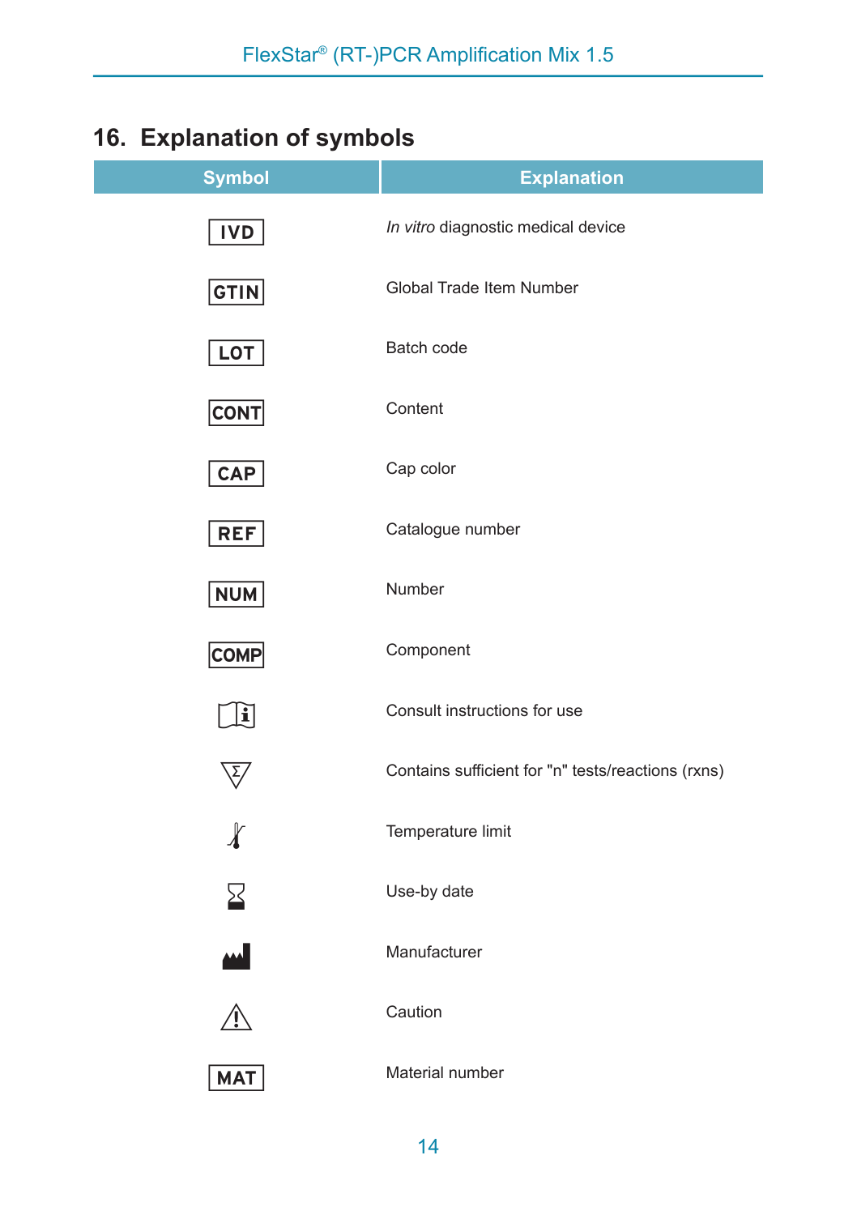## 16. Explanation of symbols

| Symbol | Explanation |
|---|---|
| IVD | *In vitro* diagnostic medical device |
| GTIN | Global Trade Item Number |
| LOT | Batch code |
| CONT | Content |
| CAP | Cap color |
| REF | Catalogue number |
| NUM | Number |
| COMP | Component |
| | Consult instructions for use |
| | Contains sufficient for "n" tests/reactions (rxns) |
| | Temperature limit |
| | Use-by date |
| | Manufacturer |
| | Caution |
| MAT | Material number |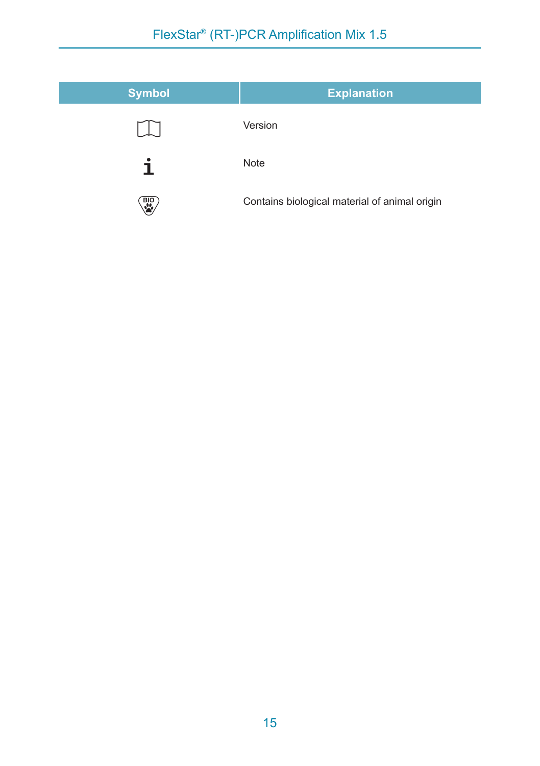| Symbol | Explanation |
|---|---|
| 📖 | Version |
| i | Note |
| BIO | Contains biological material of animal origin |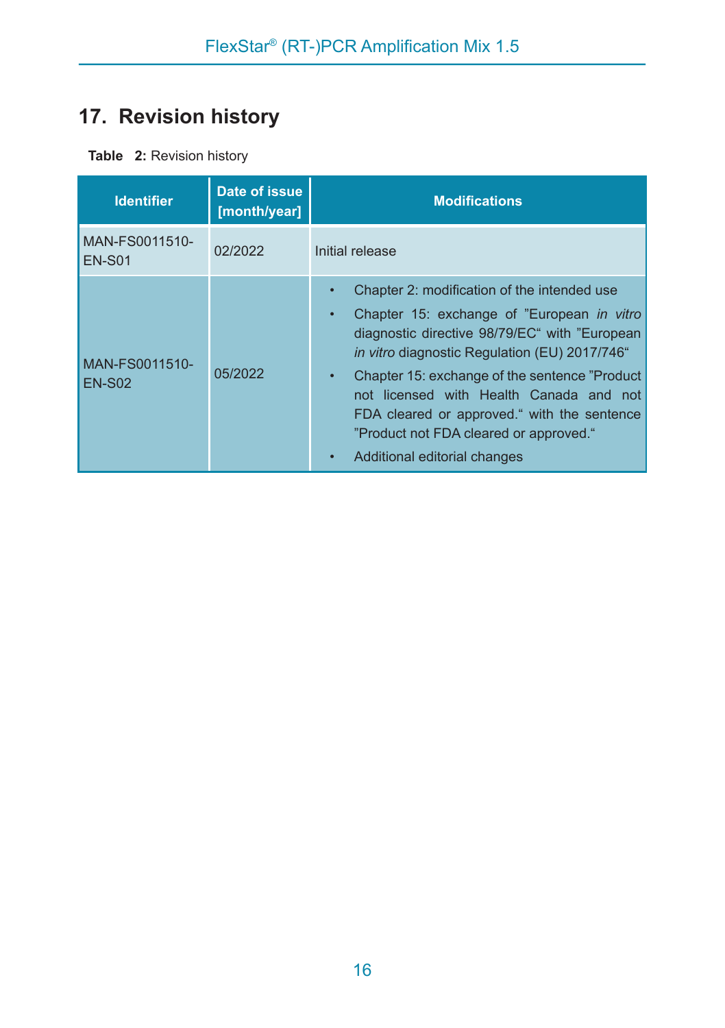# 17. Revision history

**Table 2:** Revision history

| Identifier | Date of issue [month/year] | Modifications |
|---|---|---|
| MAN-FS0011510-EN-S01 | 02/2022 | Initial release |
| MAN-FS0011510-EN-S02 | 05/2022 | • Chapter 2: modification of the intended use<br>• Chapter 15: exchange of ”European *in vitro* diagnostic directive 98/79/EC“ with ”European *in vitro* diagnostic Regulation (EU) 2017/746“<br>• Chapter 15: exchange of the sentence ”Product not licensed with Health Canada and not FDA cleared or approved.“ with the sentence ”Product not FDA cleared or approved.“<br>• Additional editorial changes |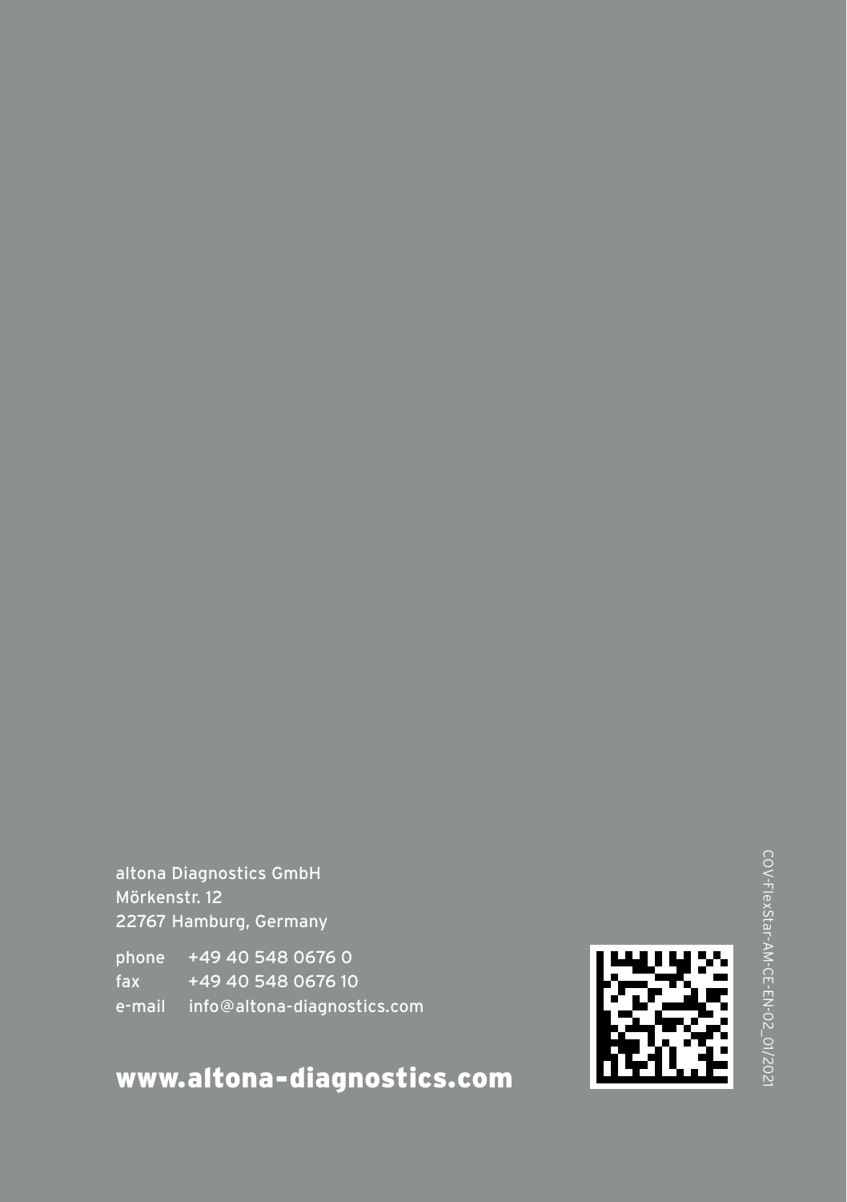altona Diagnostics GmbH
Mörkenstr. 12
22767 Hamburg, Germany

phone +49 40 548 0676 0
fax +49 40 548 0676 10
e-mail info@altona-diagnostics.com

**www.altona-diagnostics.com**

COV-FlexStar-AM-CE-EN-02_01/2021